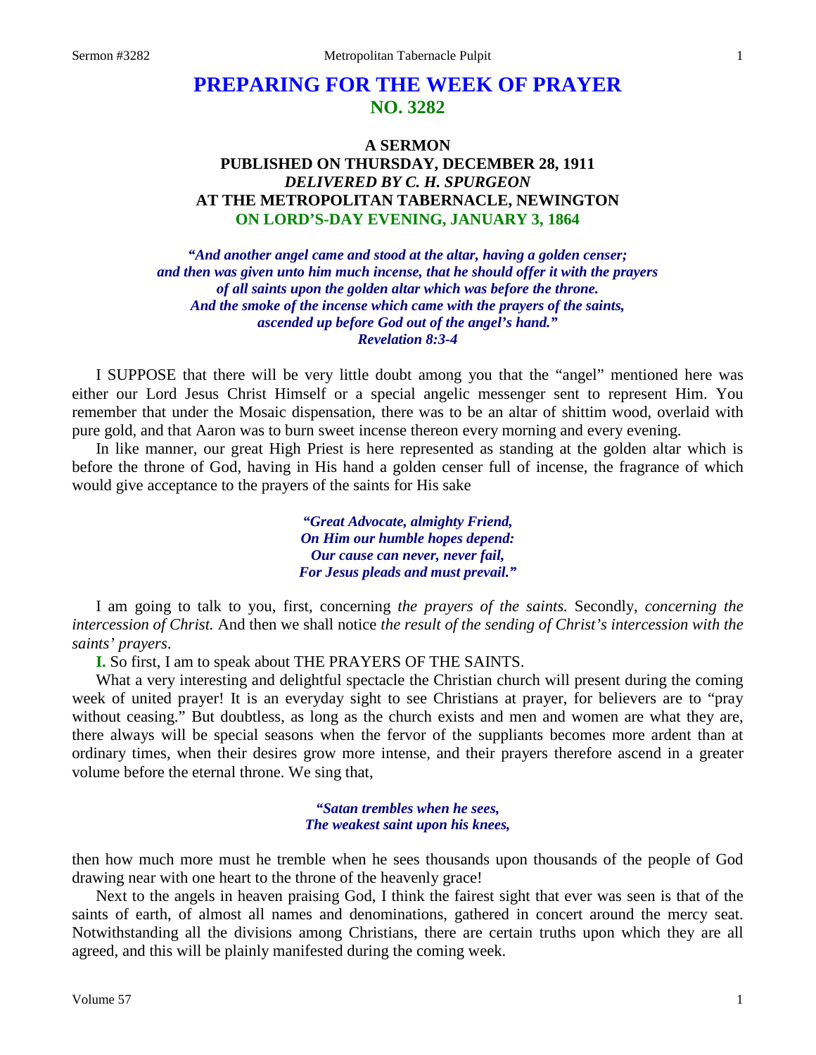# PREPARING FOR THE WEEK OF PRAYER
## NO. 3282

### A SERMON
### PUBLISHED ON THURSDAY, DECEMBER 28, 1911
### *DELIVERED BY C. H. SPURGEON*
### AT THE METROPOLITAN TABERNACLE, NEWINGTON
### ON LORD'S-DAY EVENING, JANUARY 3, 1864

*"And another angel came and stood at the altar, having a golden censer; and then was given unto him much incense, that he should offer it with the prayers of all saints upon the golden altar which was before the throne. And the smoke of the incense which came with the prayers of the saints, ascended up before God out of the angel's hand."*
*Revelation 8:3-4*

I SUPPOSE that there will be very little doubt among you that the "angel" mentioned here was either our Lord Jesus Christ Himself or a special angelic messenger sent to represent Him. You remember that under the Mosaic dispensation, there was to be an altar of shittim wood, overlaid with pure gold, and that Aaron was to burn sweet incense thereon every morning and every evening.

In like manner, our great High Priest is here represented as standing at the golden altar which is before the throne of God, having in His hand a golden censer full of incense, the fragrance of which would give acceptance to the prayers of the saints for His sake

*"Great Advocate, almighty Friend,*
*On Him our humble hopes depend:*
*Our cause can never, never fail,*
*For Jesus pleads and must prevail."*

I am going to talk to you, first, concerning *the prayers of the saints.* Secondly, *concerning the intercession of Christ.* And then we shall notice *the result of the sending of Christ's intercession with the saints' prayers*.

**I.** So first, I am to speak about THE PRAYERS OF THE SAINTS.

What a very interesting and delightful spectacle the Christian church will present during the coming week of united prayer! It is an everyday sight to see Christians at prayer, for believers are to "pray without ceasing." But doubtless, as long as the church exists and men and women are what they are, there always will be special seasons when the fervor of the suppliants becomes more ardent than at ordinary times, when their desires grow more intense, and their prayers therefore ascend in a greater volume before the eternal throne. We sing that,

*"Satan trembles when he sees,*
*The weakest saint upon his knees,*

then how much more must he tremble when he sees thousands upon thousands of the people of God drawing near with one heart to the throne of the heavenly grace!

Next to the angels in heaven praising God, I think the fairest sight that ever was seen is that of the saints of earth, of almost all names and denominations, gathered in concert around the mercy seat. Notwithstanding all the divisions among Christians, there are certain truths upon which they are all agreed, and this will be plainly manifested during the coming week.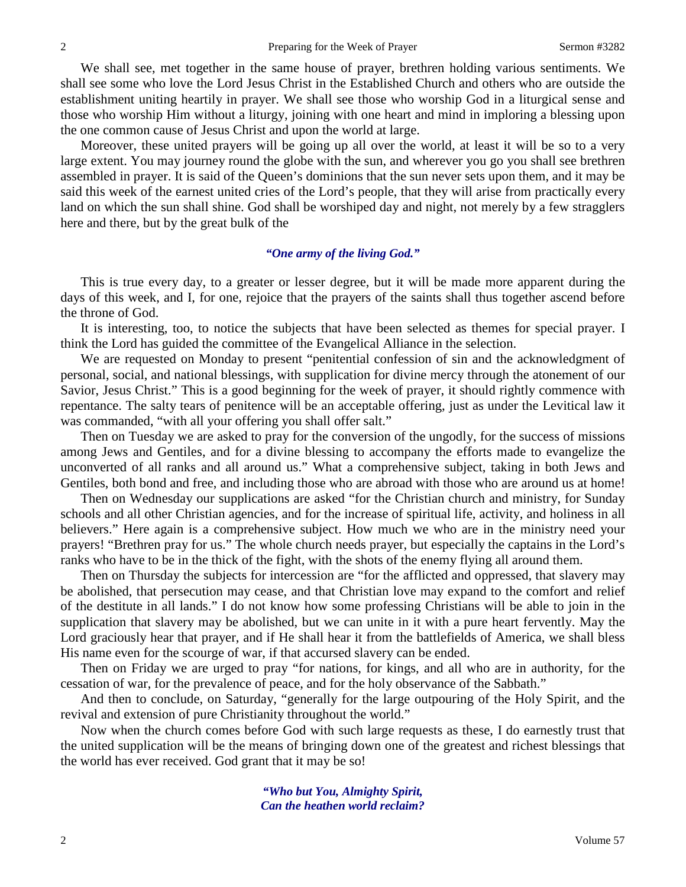We shall see, met together in the same house of prayer, brethren holding various sentiments. We shall see some who love the Lord Jesus Christ in the Established Church and others who are outside the establishment uniting heartily in prayer. We shall see those who worship God in a liturgical sense and those who worship Him without a liturgy, joining with one heart and mind in imploring a blessing upon the one common cause of Jesus Christ and upon the world at large.

Moreover, these united prayers will be going up all over the world, at least it will be so to a very large extent. You may journey round the globe with the sun, and wherever you go you shall see brethren assembled in prayer. It is said of the Queen's dominions that the sun never sets upon them, and it may be said this week of the earnest united cries of the Lord's people, that they will arise from practically every land on which the sun shall shine. God shall be worshiped day and night, not merely by a few stragglers here and there, but by the great bulk of the

*"One army of the living God."*

This is true every day, to a greater or lesser degree, but it will be made more apparent during the days of this week, and I, for one, rejoice that the prayers of the saints shall thus together ascend before the throne of God.

It is interesting, too, to notice the subjects that have been selected as themes for special prayer. I think the Lord has guided the committee of the Evangelical Alliance in the selection.

We are requested on Monday to present "penitential confession of sin and the acknowledgment of personal, social, and national blessings, with supplication for divine mercy through the atonement of our Savior, Jesus Christ." This is a good beginning for the week of prayer, it should rightly commence with repentance. The salty tears of penitence will be an acceptable offering, just as under the Levitical law it was commanded, "with all your offering you shall offer salt."

Then on Tuesday we are asked to pray for the conversion of the ungodly, for the success of missions among Jews and Gentiles, and for a divine blessing to accompany the efforts made to evangelize the unconverted of all ranks and all around us." What a comprehensive subject, taking in both Jews and Gentiles, both bond and free, and including those who are abroad with those who are around us at home!

Then on Wednesday our supplications are asked "for the Christian church and ministry, for Sunday schools and all other Christian agencies, and for the increase of spiritual life, activity, and holiness in all believers." Here again is a comprehensive subject. How much we who are in the ministry need your prayers! "Brethren pray for us." The whole church needs prayer, but especially the captains in the Lord's ranks who have to be in the thick of the fight, with the shots of the enemy flying all around them.

Then on Thursday the subjects for intercession are "for the afflicted and oppressed, that slavery may be abolished, that persecution may cease, and that Christian love may expand to the comfort and relief of the destitute in all lands." I do not know how some professing Christians will be able to join in the supplication that slavery may be abolished, but we can unite in it with a pure heart fervently. May the Lord graciously hear that prayer, and if He shall hear it from the battlefields of America, we shall bless His name even for the scourge of war, if that accursed slavery can be ended.

Then on Friday we are urged to pray "for nations, for kings, and all who are in authority, for the cessation of war, for the prevalence of peace, and for the holy observance of the Sabbath."

And then to conclude, on Saturday, "generally for the large outpouring of the Holy Spirit, and the revival and extension of pure Christianity throughout the world."

Now when the church comes before God with such large requests as these, I do earnestly trust that the united supplication will be the means of bringing down one of the greatest and richest blessings that the world has ever received. God grant that it may be so!

*"Who but You, Almighty Spirit,*
*Can the heathen world reclaim?*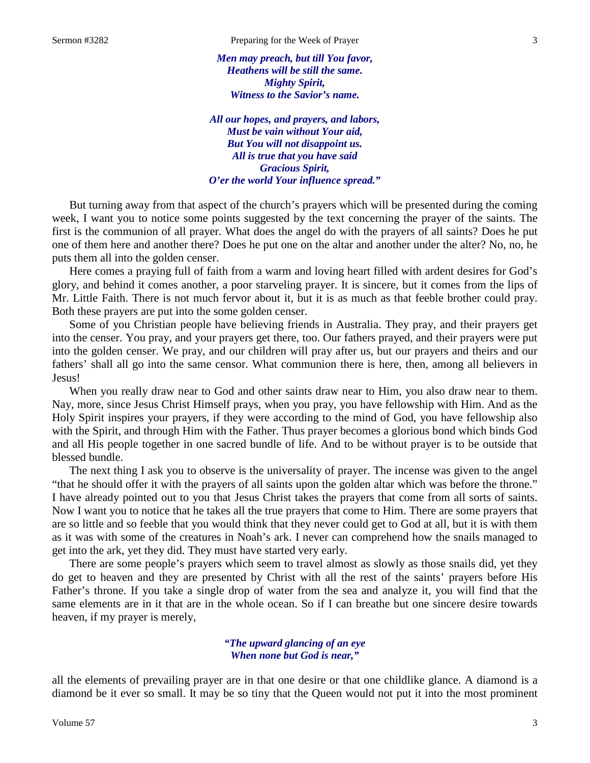*Men may preach, but till You favor,*
*Heathens will be still the same.*
*Mighty Spirit,*
*Witness to the Savior's name.*

*All our hopes, and prayers, and labors,*
*Must be vain without Your aid,*
*But You will not disappoint us.*
*All is true that you have said*
*Gracious Spirit,*
*O'er the world Your influence spread."*

But turning away from that aspect of the church's prayers which will be presented during the coming week, I want you to notice some points suggested by the text concerning the prayer of the saints. The first is the communion of all prayer. What does the angel do with the prayers of all saints? Does he put one of them here and another there? Does he put one on the altar and another under the alter? No, no, he puts them all into the golden censer.

Here comes a praying full of faith from a warm and loving heart filled with ardent desires for God's glory, and behind it comes another, a poor starveling prayer. It is sincere, but it comes from the lips of Mr. Little Faith. There is not much fervor about it, but it is as much as that feeble brother could pray. Both these prayers are put into the some golden censer.

Some of you Christian people have believing friends in Australia. They pray, and their prayers get into the censer. You pray, and your prayers get there, too. Our fathers prayed, and their prayers were put into the golden censer. We pray, and our children will pray after us, but our prayers and theirs and our fathers' shall all go into the same censor. What communion there is here, then, among all believers in Jesus!

When you really draw near to God and other saints draw near to Him, you also draw near to them. Nay, more, since Jesus Christ Himself prays, when you pray, you have fellowship with Him. And as the Holy Spirit inspires your prayers, if they were according to the mind of God, you have fellowship also with the Spirit, and through Him with the Father. Thus prayer becomes a glorious bond which binds God and all His people together in one sacred bundle of life. And to be without prayer is to be outside that blessed bundle.

The next thing I ask you to observe is the universality of prayer. The incense was given to the angel "that he should offer it with the prayers of all saints upon the golden altar which was before the throne." I have already pointed out to you that Jesus Christ takes the prayers that come from all sorts of saints. Now I want you to notice that he takes all the true prayers that come to Him. There are some prayers that are so little and so feeble that you would think that they never could get to God at all, but it is with them as it was with some of the creatures in Noah's ark. I never can comprehend how the snails managed to get into the ark, yet they did. They must have started very early.

There are some people's prayers which seem to travel almost as slowly as those snails did, yet they do get to heaven and they are presented by Christ with all the rest of the saints' prayers before His Father's throne. If you take a single drop of water from the sea and analyze it, you will find that the same elements are in it that are in the whole ocean. So if I can breathe but one sincere desire towards heaven, if my prayer is merely,

*"The upward glancing of an eye*
*When none but God is near,"*

all the elements of prevailing prayer are in that one desire or that one childlike glance. A diamond is a diamond be it ever so small. It may be so tiny that the Queen would not put it into the most prominent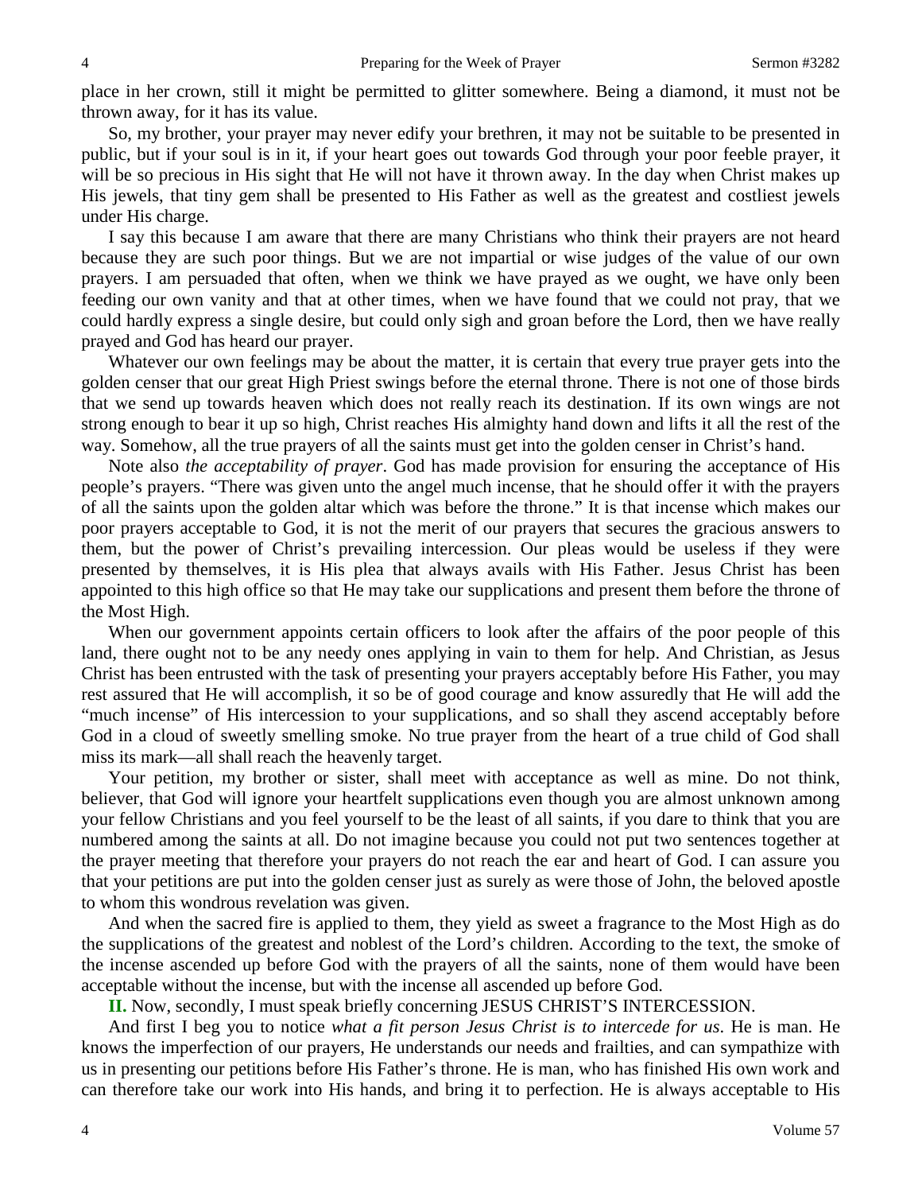place in her crown, still it might be permitted to glitter somewhere. Being a diamond, it must not be thrown away, for it has its value.

So, my brother, your prayer may never edify your brethren, it may not be suitable to be presented in public, but if your soul is in it, if your heart goes out towards God through your poor feeble prayer, it will be so precious in His sight that He will not have it thrown away. In the day when Christ makes up His jewels, that tiny gem shall be presented to His Father as well as the greatest and costliest jewels under His charge.

I say this because I am aware that there are many Christians who think their prayers are not heard because they are such poor things. But we are not impartial or wise judges of the value of our own prayers. I am persuaded that often, when we think we have prayed as we ought, we have only been feeding our own vanity and that at other times, when we have found that we could not pray, that we could hardly express a single desire, but could only sigh and groan before the Lord, then we have really prayed and God has heard our prayer.

Whatever our own feelings may be about the matter, it is certain that every true prayer gets into the golden censer that our great High Priest swings before the eternal throne. There is not one of those birds that we send up towards heaven which does not really reach its destination. If its own wings are not strong enough to bear it up so high, Christ reaches His almighty hand down and lifts it all the rest of the way. Somehow, all the true prayers of all the saints must get into the golden censer in Christ's hand.

Note also *the acceptability of prayer*. God has made provision for ensuring the acceptance of His people's prayers. "There was given unto the angel much incense, that he should offer it with the prayers of all the saints upon the golden altar which was before the throne." It is that incense which makes our poor prayers acceptable to God, it is not the merit of our prayers that secures the gracious answers to them, but the power of Christ's prevailing intercession. Our pleas would be useless if they were presented by themselves, it is His plea that always avails with His Father. Jesus Christ has been appointed to this high office so that He may take our supplications and present them before the throne of the Most High.

When our government appoints certain officers to look after the affairs of the poor people of this land, there ought not to be any needy ones applying in vain to them for help. And Christian, as Jesus Christ has been entrusted with the task of presenting your prayers acceptably before His Father, you may rest assured that He will accomplish, it so be of good courage and know assuredly that He will add the "much incense" of His intercession to your supplications, and so shall they ascend acceptably before God in a cloud of sweetly smelling smoke. No true prayer from the heart of a true child of God shall miss its mark—all shall reach the heavenly target.

Your petition, my brother or sister, shall meet with acceptance as well as mine. Do not think, believer, that God will ignore your heartfelt supplications even though you are almost unknown among your fellow Christians and you feel yourself to be the least of all saints, if you dare to think that you are numbered among the saints at all. Do not imagine because you could not put two sentences together at the prayer meeting that therefore your prayers do not reach the ear and heart of God. I can assure you that your petitions are put into the golden censer just as surely as were those of John, the beloved apostle to whom this wondrous revelation was given.

And when the sacred fire is applied to them, they yield as sweet a fragrance to the Most High as do the supplications of the greatest and noblest of the Lord's children. According to the text, the smoke of the incense ascended up before God with the prayers of all the saints, none of them would have been acceptable without the incense, but with the incense all ascended up before God.

**II.** Now, secondly, I must speak briefly concerning JESUS CHRIST'S INTERCESSION.

And first I beg you to notice *what a fit person Jesus Christ is to intercede for us*. He is man. He knows the imperfection of our prayers, He understands our needs and frailties, and can sympathize with us in presenting our petitions before His Father's throne. He is man, who has finished His own work and can therefore take our work into His hands, and bring it to perfection. He is always acceptable to His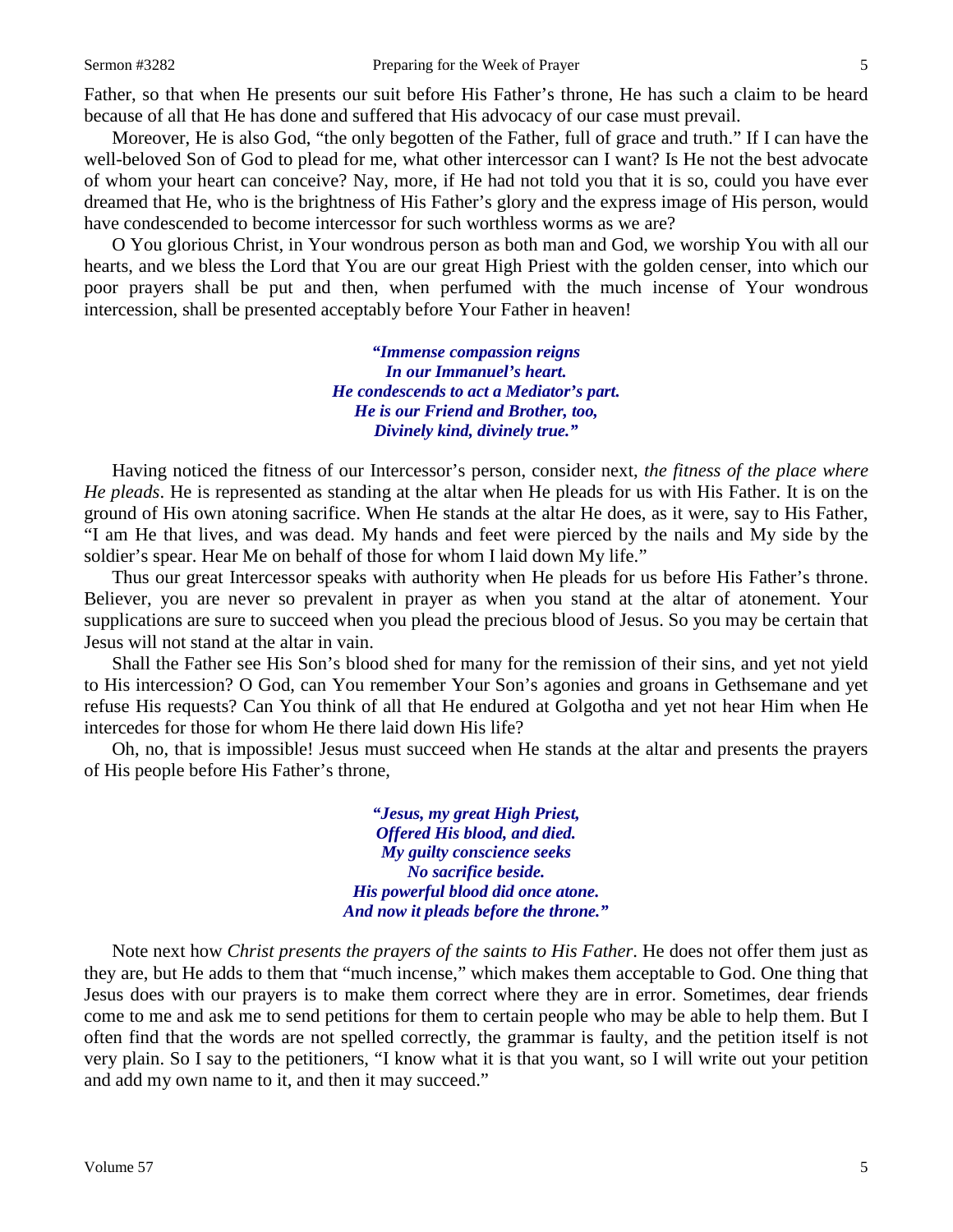Father, so that when He presents our suit before His Father's throne, He has such a claim to be heard because of all that He has done and suffered that His advocacy of our case must prevail.

Moreover, He is also God, "the only begotten of the Father, full of grace and truth." If I can have the well-beloved Son of God to plead for me, what other intercessor can I want? Is He not the best advocate of whom your heart can conceive? Nay, more, if He had not told you that it is so, could you have ever dreamed that He, who is the brightness of His Father's glory and the express image of His person, would have condescended to become intercessor for such worthless worms as we are?

O You glorious Christ, in Your wondrous person as both man and God, we worship You with all our hearts, and we bless the Lord that You are our great High Priest with the golden censer, into which our poor prayers shall be put and then, when perfumed with the much incense of Your wondrous intercession, shall be presented acceptably before Your Father in heaven!

> ***"Immense compassion reigns***
> ***In our Immanuel's heart.***
> ***He condescends to act a Mediator's part.***
> ***He is our Friend and Brother, too,***
> ***Divinely kind, divinely true."***

Having noticed the fitness of our Intercessor's person, consider next, *the fitness of the place where He pleads*. He is represented as standing at the altar when He pleads for us with His Father. It is on the ground of His own atoning sacrifice. When He stands at the altar He does, as it were, say to His Father, "I am He that lives, and was dead. My hands and feet were pierced by the nails and My side by the soldier's spear. Hear Me on behalf of those for whom I laid down My life."

Thus our great Intercessor speaks with authority when He pleads for us before His Father's throne. Believer, you are never so prevalent in prayer as when you stand at the altar of atonement. Your supplications are sure to succeed when you plead the precious blood of Jesus. So you may be certain that Jesus will not stand at the altar in vain.

Shall the Father see His Son's blood shed for many for the remission of their sins, and yet not yield to His intercession? O God, can You remember Your Son's agonies and groans in Gethsemane and yet refuse His requests? Can You think of all that He endured at Golgotha and yet not hear Him when He intercedes for those for whom He there laid down His life?

Oh, no, that is impossible! Jesus must succeed when He stands at the altar and presents the prayers of His people before His Father's throne,

> ***"Jesus, my great High Priest,***
> ***Offered His blood, and died.***
> ***My guilty conscience seeks***
> ***No sacrifice beside.***
> ***His powerful blood did once atone.***
> ***And now it pleads before the throne."***

Note next how *Christ presents the prayers of the saints to His Father*. He does not offer them just as they are, but He adds to them that "much incense," which makes them acceptable to God. One thing that Jesus does with our prayers is to make them correct where they are in error. Sometimes, dear friends come to me and ask me to send petitions for them to certain people who may be able to help them. But I often find that the words are not spelled correctly, the grammar is faulty, and the petition itself is not very plain. So I say to the petitioners, "I know what it is that you want, so I will write out your petition and add my own name to it, and then it may succeed."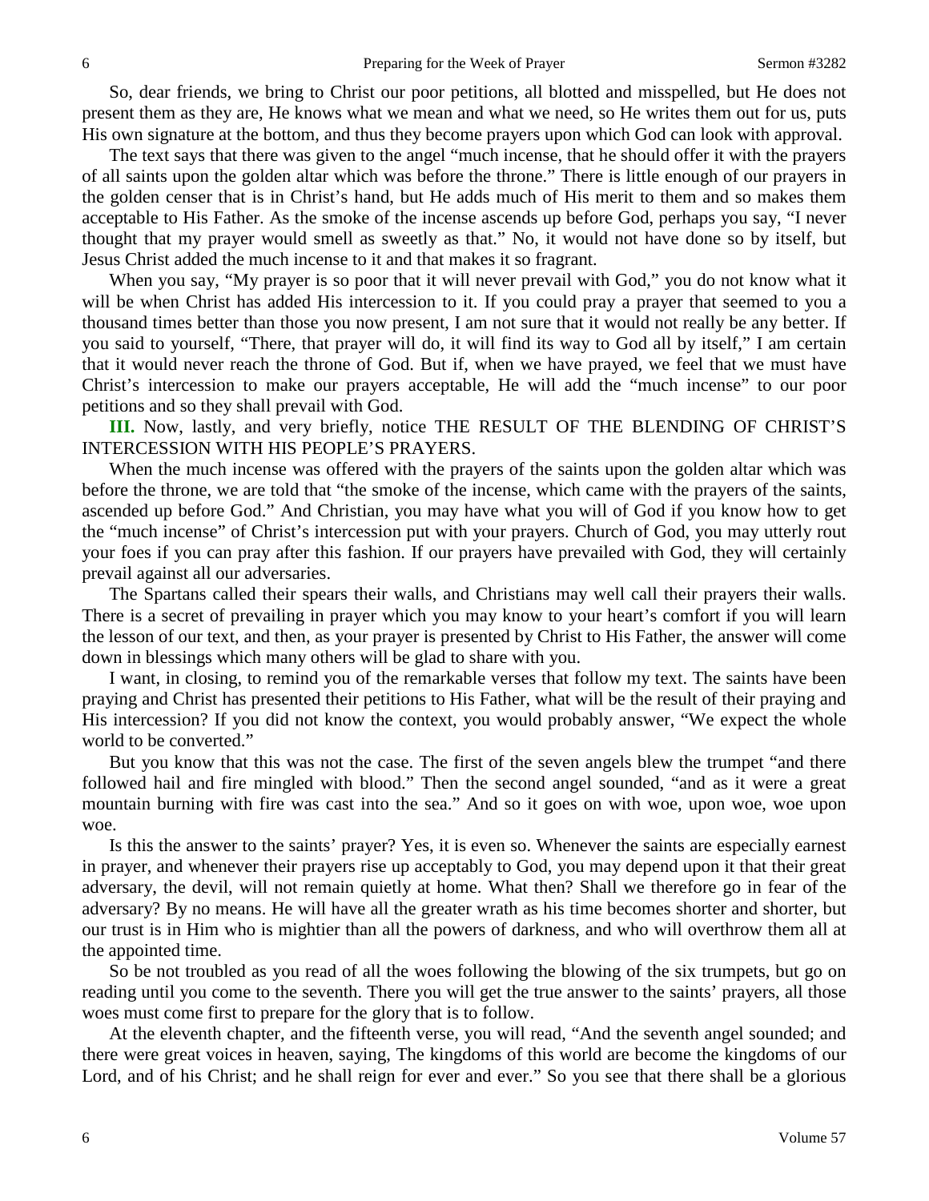So, dear friends, we bring to Christ our poor petitions, all blotted and misspelled, but He does not present them as they are, He knows what we mean and what we need, so He writes them out for us, puts His own signature at the bottom, and thus they become prayers upon which God can look with approval.

The text says that there was given to the angel "much incense, that he should offer it with the prayers of all saints upon the golden altar which was before the throne." There is little enough of our prayers in the golden censer that is in Christ's hand, but He adds much of His merit to them and so makes them acceptable to His Father. As the smoke of the incense ascends up before God, perhaps you say, "I never thought that my prayer would smell as sweetly as that." No, it would not have done so by itself, but Jesus Christ added the much incense to it and that makes it so fragrant.

When you say, "My prayer is so poor that it will never prevail with God," you do not know what it will be when Christ has added His intercession to it. If you could pray a prayer that seemed to you a thousand times better than those you now present, I am not sure that it would not really be any better. If you said to yourself, "There, that prayer will do, it will find its way to God all by itself," I am certain that it would never reach the throne of God. But if, when we have prayed, we feel that we must have Christ's intercession to make our prayers acceptable, He will add the "much incense" to our poor petitions and so they shall prevail with God.

**III.** Now, lastly, and very briefly, notice THE RESULT OF THE BLENDING OF CHRIST'S INTERCESSION WITH HIS PEOPLE'S PRAYERS.

When the much incense was offered with the prayers of the saints upon the golden altar which was before the throne, we are told that "the smoke of the incense, which came with the prayers of the saints, ascended up before God." And Christian, you may have what you will of God if you know how to get the "much incense" of Christ's intercession put with your prayers. Church of God, you may utterly rout your foes if you can pray after this fashion. If our prayers have prevailed with God, they will certainly prevail against all our adversaries.

The Spartans called their spears their walls, and Christians may well call their prayers their walls. There is a secret of prevailing in prayer which you may know to your heart's comfort if you will learn the lesson of our text, and then, as your prayer is presented by Christ to His Father, the answer will come down in blessings which many others will be glad to share with you.

I want, in closing, to remind you of the remarkable verses that follow my text. The saints have been praying and Christ has presented their petitions to His Father, what will be the result of their praying and His intercession? If you did not know the context, you would probably answer, "We expect the whole world to be converted."

But you know that this was not the case. The first of the seven angels blew the trumpet "and there followed hail and fire mingled with blood." Then the second angel sounded, "and as it were a great mountain burning with fire was cast into the sea." And so it goes on with woe, upon woe, woe upon woe.

Is this the answer to the saints' prayer? Yes, it is even so. Whenever the saints are especially earnest in prayer, and whenever their prayers rise up acceptably to God, you may depend upon it that their great adversary, the devil, will not remain quietly at home. What then? Shall we therefore go in fear of the adversary? By no means. He will have all the greater wrath as his time becomes shorter and shorter, but our trust is in Him who is mightier than all the powers of darkness, and who will overthrow them all at the appointed time.

So be not troubled as you read of all the woes following the blowing of the six trumpets, but go on reading until you come to the seventh. There you will get the true answer to the saints' prayers, all those woes must come first to prepare for the glory that is to follow.

At the eleventh chapter, and the fifteenth verse, you will read, "And the seventh angel sounded; and there were great voices in heaven, saying, The kingdoms of this world are become the kingdoms of our Lord, and of his Christ; and he shall reign for ever and ever." So you see that there shall be a glorious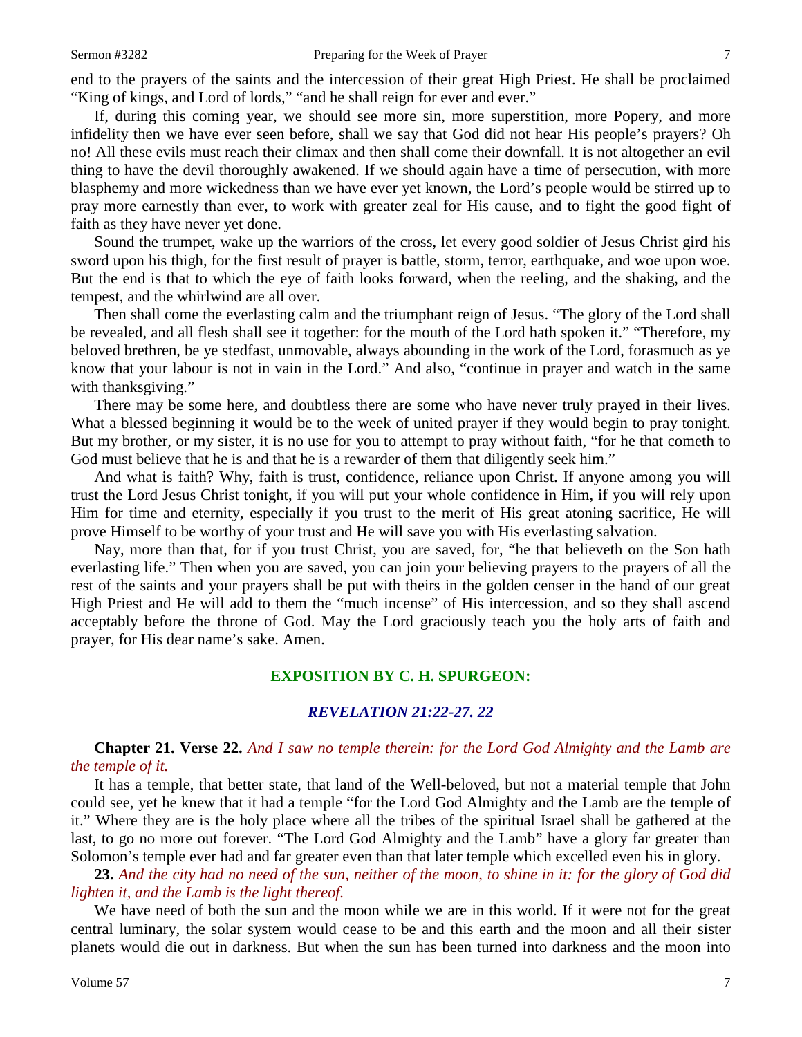end to the prayers of the saints and the intercession of their great High Priest. He shall be proclaimed "King of kings, and Lord of lords," "and he shall reign for ever and ever."

If, during this coming year, we should see more sin, more superstition, more Popery, and more infidelity then we have ever seen before, shall we say that God did not hear His people's prayers? Oh no! All these evils must reach their climax and then shall come their downfall. It is not altogether an evil thing to have the devil thoroughly awakened. If we should again have a time of persecution, with more blasphemy and more wickedness than we have ever yet known, the Lord's people would be stirred up to pray more earnestly than ever, to work with greater zeal for His cause, and to fight the good fight of faith as they have never yet done.

Sound the trumpet, wake up the warriors of the cross, let every good soldier of Jesus Christ gird his sword upon his thigh, for the first result of prayer is battle, storm, terror, earthquake, and woe upon woe. But the end is that to which the eye of faith looks forward, when the reeling, and the shaking, and the tempest, and the whirlwind are all over.

Then shall come the everlasting calm and the triumphant reign of Jesus. "The glory of the Lord shall be revealed, and all flesh shall see it together: for the mouth of the Lord hath spoken it." "Therefore, my beloved brethren, be ye stedfast, unmovable, always abounding in the work of the Lord, forasmuch as ye know that your labour is not in vain in the Lord." And also, "continue in prayer and watch in the same with thanksgiving."

There may be some here, and doubtless there are some who have never truly prayed in their lives. What a blessed beginning it would be to the week of united prayer if they would begin to pray tonight. But my brother, or my sister, it is no use for you to attempt to pray without faith, "for he that cometh to God must believe that he is and that he is a rewarder of them that diligently seek him."

And what is faith? Why, faith is trust, confidence, reliance upon Christ. If anyone among you will trust the Lord Jesus Christ tonight, if you will put your whole confidence in Him, if you will rely upon Him for time and eternity, especially if you trust to the merit of His great atoning sacrifice, He will prove Himself to be worthy of your trust and He will save you with His everlasting salvation.

Nay, more than that, for if you trust Christ, you are saved, for, "he that believeth on the Son hath everlasting life." Then when you are saved, you can join your believing prayers to the prayers of all the rest of the saints and your prayers shall be put with theirs in the golden censer in the hand of our great High Priest and He will add to them the "much incense" of His intercession, and so they shall ascend acceptably before the throne of God. May the Lord graciously teach you the holy arts of faith and prayer, for His dear name's sake. Amen.

## EXPOSITION BY C. H. SPURGEON:

### *REVELATION 21:22-27. 22*

**Chapter 21. Verse 22.** *And I saw no temple therein: for the Lord God Almighty and the Lamb are the temple of it.*

It has a temple, that better state, that land of the Well-beloved, but not a material temple that John could see, yet he knew that it had a temple "for the Lord God Almighty and the Lamb are the temple of it." Where they are is the holy place where all the tribes of the spiritual Israel shall be gathered at the last, to go no more out forever. "The Lord God Almighty and the Lamb" have a glory far greater than Solomon's temple ever had and far greater even than that later temple which excelled even his in glory.

**23.** *And the city had no need of the sun, neither of the moon, to shine in it: for the glory of God did lighten it, and the Lamb is the light thereof.*

We have need of both the sun and the moon while we are in this world. If it were not for the great central luminary, the solar system would cease to be and this earth and the moon and all their sister planets would die out in darkness. But when the sun has been turned into darkness and the moon into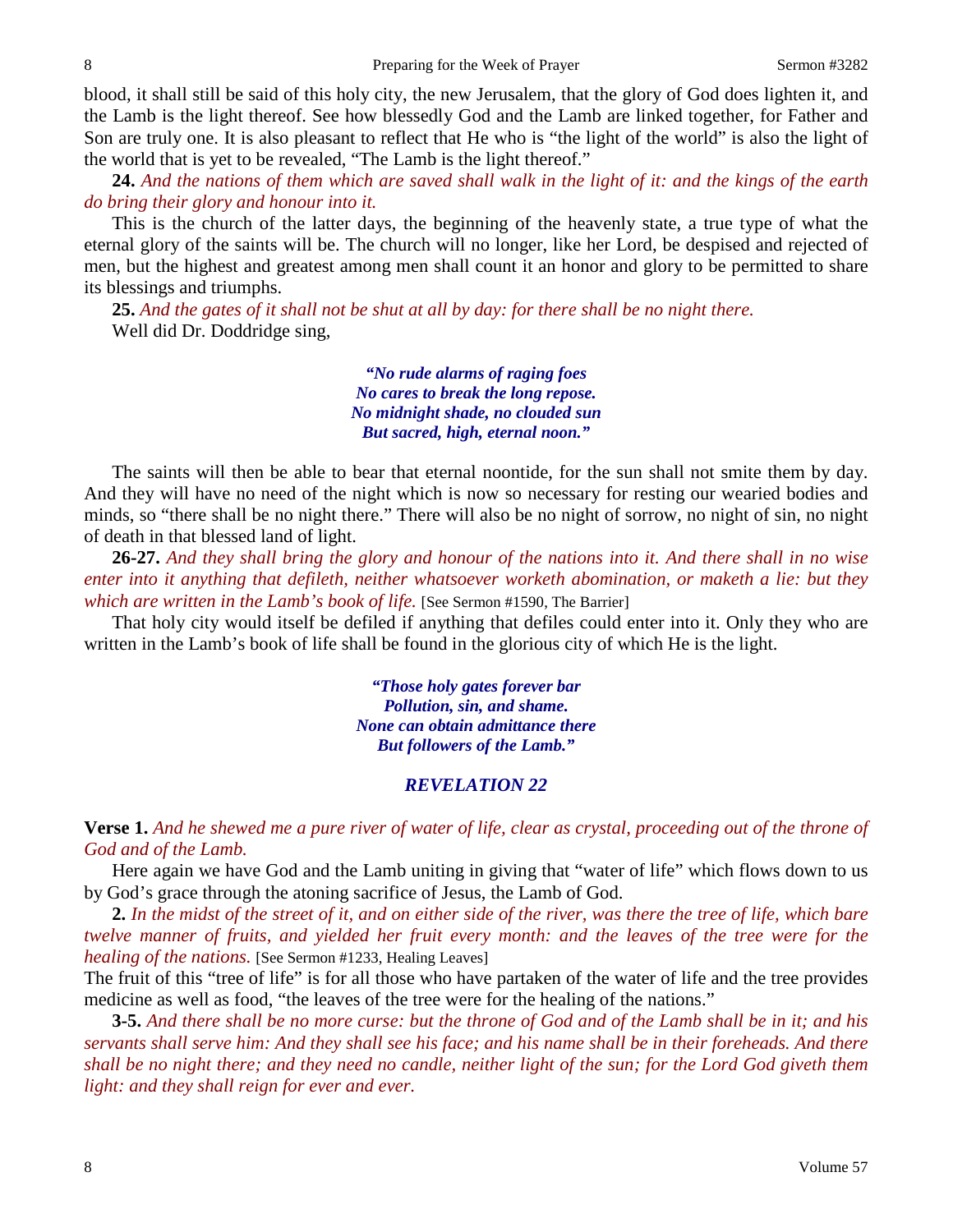blood, it shall still be said of this holy city, the new Jerusalem, that the glory of God does lighten it, and the Lamb is the light thereof. See how blessedly God and the Lamb are linked together, for Father and Son are truly one. It is also pleasant to reflect that He who is "the light of the world" is also the light of the world that is yet to be revealed, "The Lamb is the light thereof."

**24.** *And the nations of them which are saved shall walk in the light of it: and the kings of the earth do bring their glory and honour into it.*

This is the church of the latter days, the beginning of the heavenly state, a true type of what the eternal glory of the saints will be. The church will no longer, like her Lord, be despised and rejected of men, but the highest and greatest among men shall count it an honor and glory to be permitted to share its blessings and triumphs.

**25.** *And the gates of it shall not be shut at all by day: for there shall be no night there.*

Well did Dr. Doddridge sing,

> ***"No rude alarms of raging foes***
> ***No cares to break the long repose.***
> ***No midnight shade, no clouded sun***
> ***But sacred, high, eternal noon."***

The saints will then be able to bear that eternal noontide, for the sun shall not smite them by day. And they will have no need of the night which is now so necessary for resting our wearied bodies and minds, so "there shall be no night there." There will also be no night of sorrow, no night of sin, no night of death in that blessed land of light.

**26-27.** *And they shall bring the glory and honour of the nations into it. And there shall in no wise enter into it anything that defileth, neither whatsoever worketh abomination, or maketh a lie: but they which are written in the Lamb's book of life.* [See Sermon #1590, The Barrier]

That holy city would itself be defiled if anything that defiles could enter into it. Only they who are written in the Lamb's book of life shall be found in the glorious city of which He is the light.

> ***"Those holy gates forever bar***
> ***Pollution, sin, and shame.***
> ***None can obtain admittance there***
> ***But followers of the Lamb."***

## *REVELATION 22*

**Verse 1.** *And he shewed me a pure river of water of life, clear as crystal, proceeding out of the throne of God and of the Lamb.*

Here again we have God and the Lamb uniting in giving that "water of life" which flows down to us by God's grace through the atoning sacrifice of Jesus, the Lamb of God.

**2.** *In the midst of the street of it, and on either side of the river, was there the tree of life, which bare twelve manner of fruits, and yielded her fruit every month: and the leaves of the tree were for the healing of the nations.* [See Sermon #1233, Healing Leaves]

The fruit of this "tree of life" is for all those who have partaken of the water of life and the tree provides medicine as well as food, "the leaves of the tree were for the healing of the nations."

**3-5.** *And there shall be no more curse: but the throne of God and of the Lamb shall be in it; and his servants shall serve him: And they shall see his face; and his name shall be in their foreheads. And there shall be no night there; and they need no candle, neither light of the sun; for the Lord God giveth them light: and they shall reign for ever and ever.*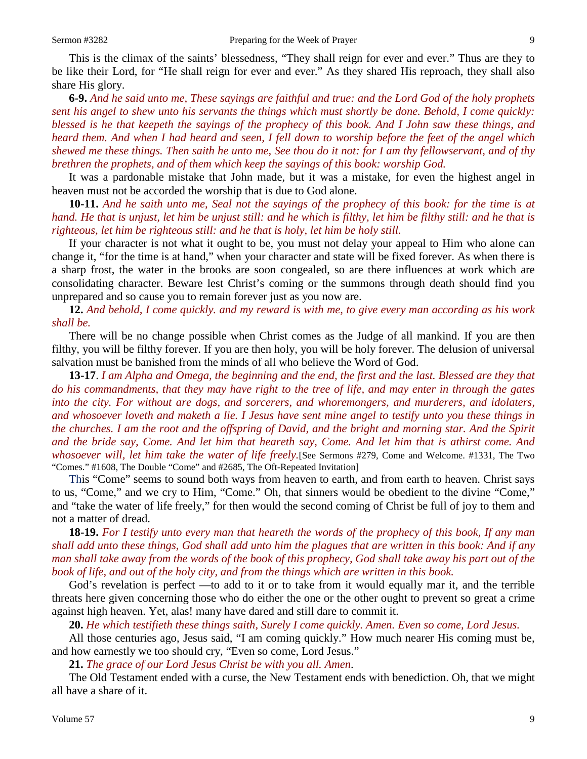This is the climax of the saints' blessedness, "They shall reign for ever and ever." Thus are they to be like their Lord, for "He shall reign for ever and ever." As they shared His reproach, they shall also share His glory.

**6-9.** *And he said unto me, These sayings are faithful and true: and the Lord God of the holy prophets sent his angel to shew unto his servants the things which must shortly be done. Behold, I come quickly: blessed is he that keepeth the sayings of the prophecy of this book. And I John saw these things, and heard them. And when I had heard and seen, I fell down to worship before the feet of the angel which shewed me these things. Then saith he unto me, See thou do it not: for I am thy fellowservant, and of thy brethren the prophets, and of them which keep the sayings of this book: worship God.*

It was a pardonable mistake that John made, but it was a mistake, for even the highest angel in heaven must not be accorded the worship that is due to God alone.

**10-11.** *And he saith unto me, Seal not the sayings of the prophecy of this book: for the time is at hand. He that is unjust, let him be unjust still: and he which is filthy, let him be filthy still: and he that is righteous, let him be righteous still: and he that is holy, let him be holy still.*

If your character is not what it ought to be, you must not delay your appeal to Him who alone can change it, "for the time is at hand," when your character and state will be fixed forever. As when there is a sharp frost, the water in the brooks are soon congealed, so are there influences at work which are consolidating character. Beware lest Christ's coming or the summons through death should find you unprepared and so cause you to remain forever just as you now are.

**12.** *And behold, I come quickly. and my reward is with me, to give every man according as his work shall be.*

There will be no change possible when Christ comes as the Judge of all mankind. If you are then filthy, you will be filthy forever. If you are then holy, you will be holy forever. The delusion of universal salvation must be banished from the minds of all who believe the Word of God.

**13-17**. *I am Alpha and Omega, the beginning and the end, the first and the last. Blessed are they that do his commandments, that they may have right to the tree of life, and may enter in through the gates into the city. For without are dogs, and sorcerers, and whoremongers, and murderers, and idolaters, and whosoever loveth and maketh a lie. I Jesus have sent mine angel to testify unto you these things in the churches. I am the root and the offspring of David, and the bright and morning star. And the Spirit and the bride say, Come. And let him that heareth say, Come. And let him that is athirst come. And whosoever will, let him take the water of life freely.*[See Sermons #279, Come and Welcome. #1331, The Two "Comes." #1608, The Double "Come" and #2685, The Oft-Repeated Invitation]

This "Come" seems to sound both ways from heaven to earth, and from earth to heaven. Christ says to us, "Come," and we cry to Him, "Come." Oh, that sinners would be obedient to the divine "Come," and "take the water of life freely," for then would the second coming of Christ be full of joy to them and not a matter of dread.

**18-19.** *For I testify unto every man that heareth the words of the prophecy of this book, If any man shall add unto these things, God shall add unto him the plagues that are written in this book: And if any man shall take away from the words of the book of this prophecy, God shall take away his part out of the book of life, and out of the holy city, and from the things which are written in this book.*

God's revelation is perfect —to add to it or to take from it would equally mar it, and the terrible threats here given concerning those who do either the one or the other ought to prevent so great a crime against high heaven. Yet, alas! many have dared and still dare to commit it.

**20.** *He which testifieth these things saith, Surely I come quickly. Amen. Even so come, Lord Jesus.*

All those centuries ago, Jesus said, "I am coming quickly." How much nearer His coming must be, and how earnestly we too should cry, "Even so come, Lord Jesus."

**21.** *The grace of our Lord Jesus Christ be with you all. Amen*.

The Old Testament ended with a curse, the New Testament ends with benediction. Oh, that we might all have a share of it.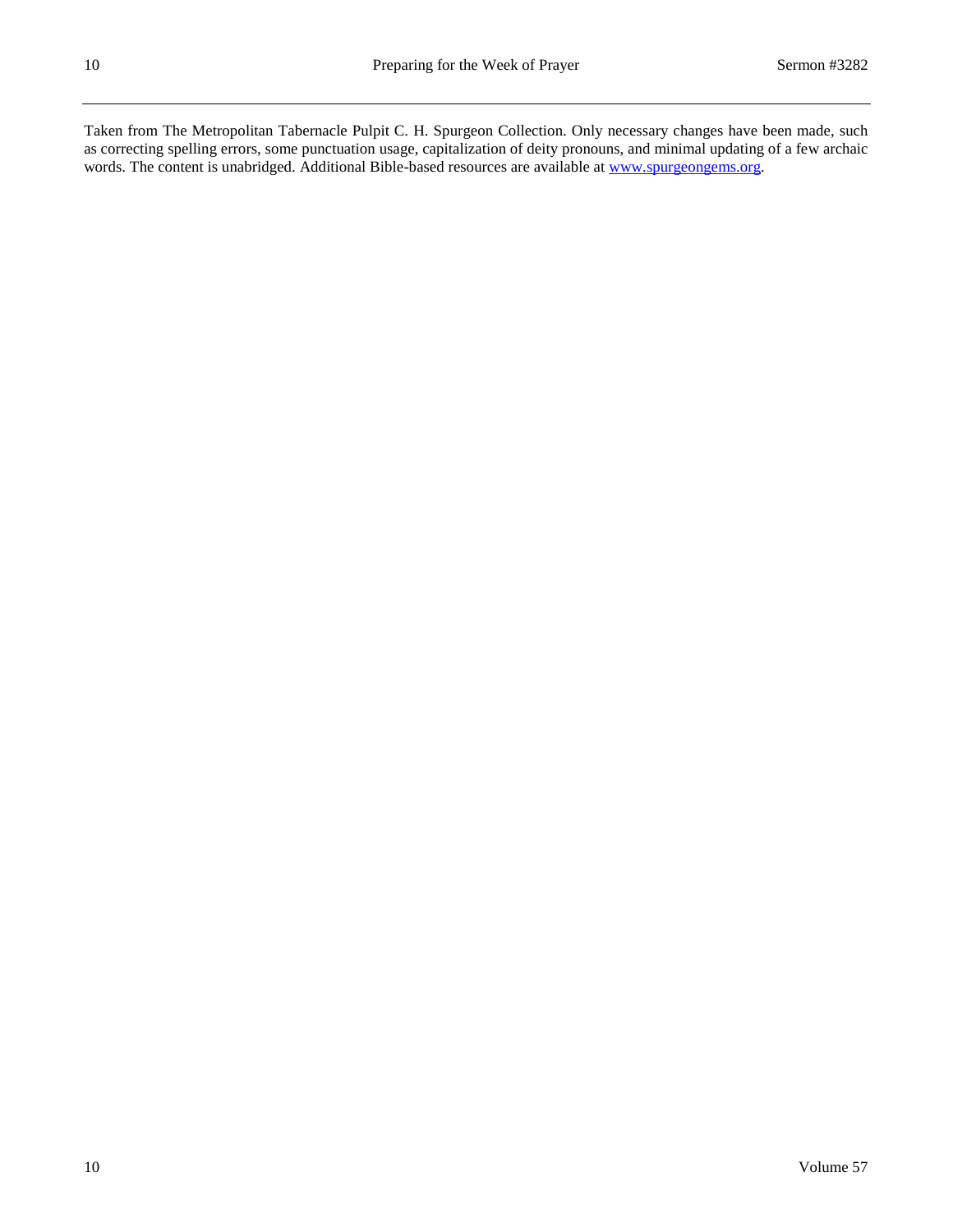Taken from The Metropolitan Tabernacle Pulpit C. H. Spurgeon Collection. Only necessary changes have been made, such as correcting spelling errors, some punctuation usage, capitalization of deity pronouns, and minimal updating of a few archaic words. The content is unabridged. Additional Bible-based resources are available at [www.spurgeongems.org](http://www.spurgeongems.org).